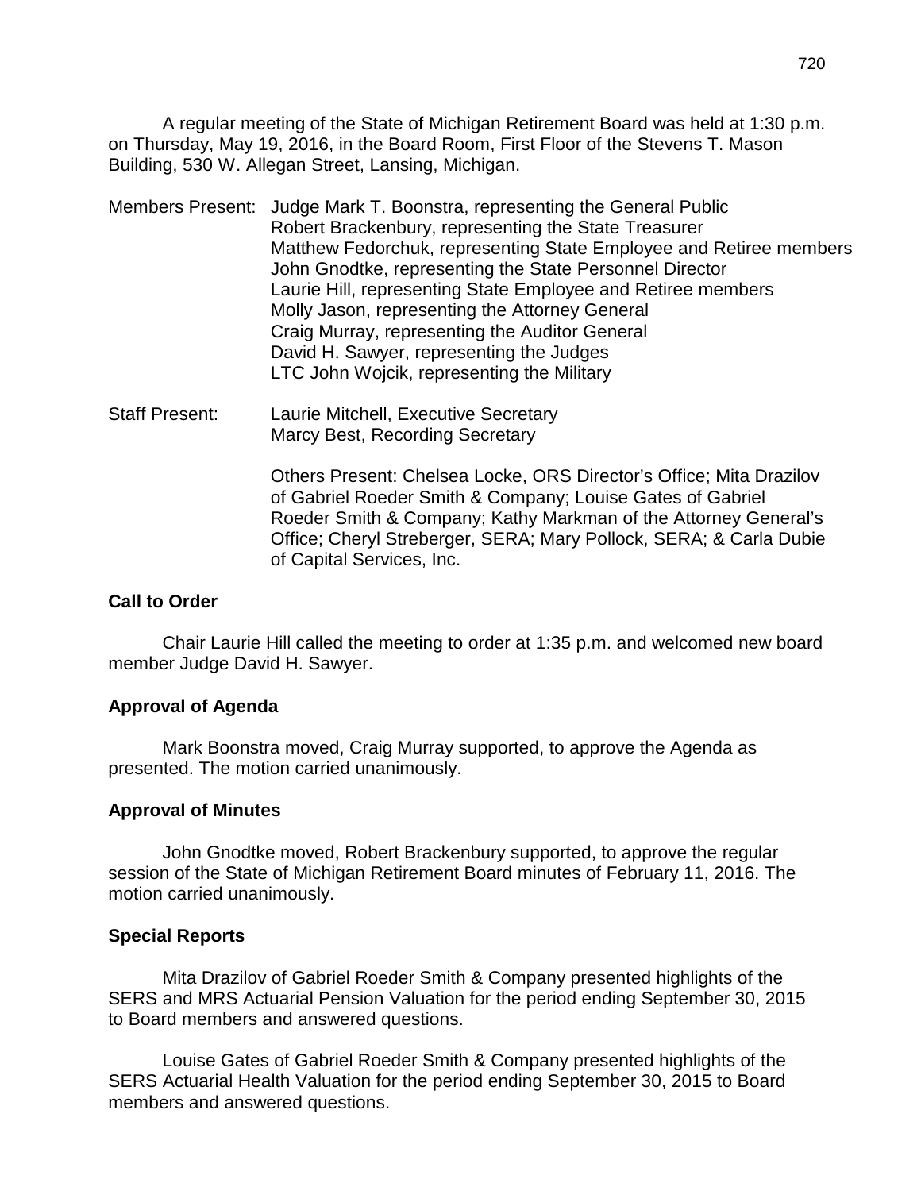A regular meeting of the State of Michigan Retirement Board was held at 1:30 p.m. on Thursday, May 19, 2016, in the Board Room, First Floor of the Stevens T. Mason Building, 530 W. Allegan Street, Lansing, Michigan.

Members Present: Judge Mark T. Boonstra, representing the General Public
Robert Brackenbury, representing the State Treasurer
Matthew Fedorchuk, representing State Employee and Retiree members
John Gnodtke, representing the State Personnel Director
Laurie Hill, representing State Employee and Retiree members
Molly Jason, representing the Attorney General
Craig Murray, representing the Auditor General
David H. Sawyer, representing the Judges
LTC John Wojcik, representing the Military

Staff Present: Laurie Mitchell, Executive Secretary
Marcy Best, Recording Secretary

Others Present: Chelsea Locke, ORS Director's Office; Mita Drazilov of Gabriel Roeder Smith & Company; Louise Gates of Gabriel Roeder Smith & Company; Kathy Markman of the Attorney General's Office; Cheryl Streberger, SERA; Mary Pollock, SERA; & Carla Dubie of Capital Services, Inc.

**Call to Order**

Chair Laurie Hill called the meeting to order at 1:35 p.m. and welcomed new board member Judge David H. Sawyer.

**Approval of Agenda**

Mark Boonstra moved, Craig Murray supported, to approve the Agenda as presented. The motion carried unanimously.

**Approval of Minutes**

John Gnodtke moved, Robert Brackenbury supported, to approve the regular session of the State of Michigan Retirement Board minutes of February 11, 2016. The motion carried unanimously.

**Special Reports**

Mita Drazilov of Gabriel Roeder Smith & Company presented highlights of the SERS and MRS Actuarial Pension Valuation for the period ending September 30, 2015 to Board members and answered questions.

Louise Gates of Gabriel Roeder Smith & Company presented highlights of the SERS Actuarial Health Valuation for the period ending September 30, 2015 to Board members and answered questions.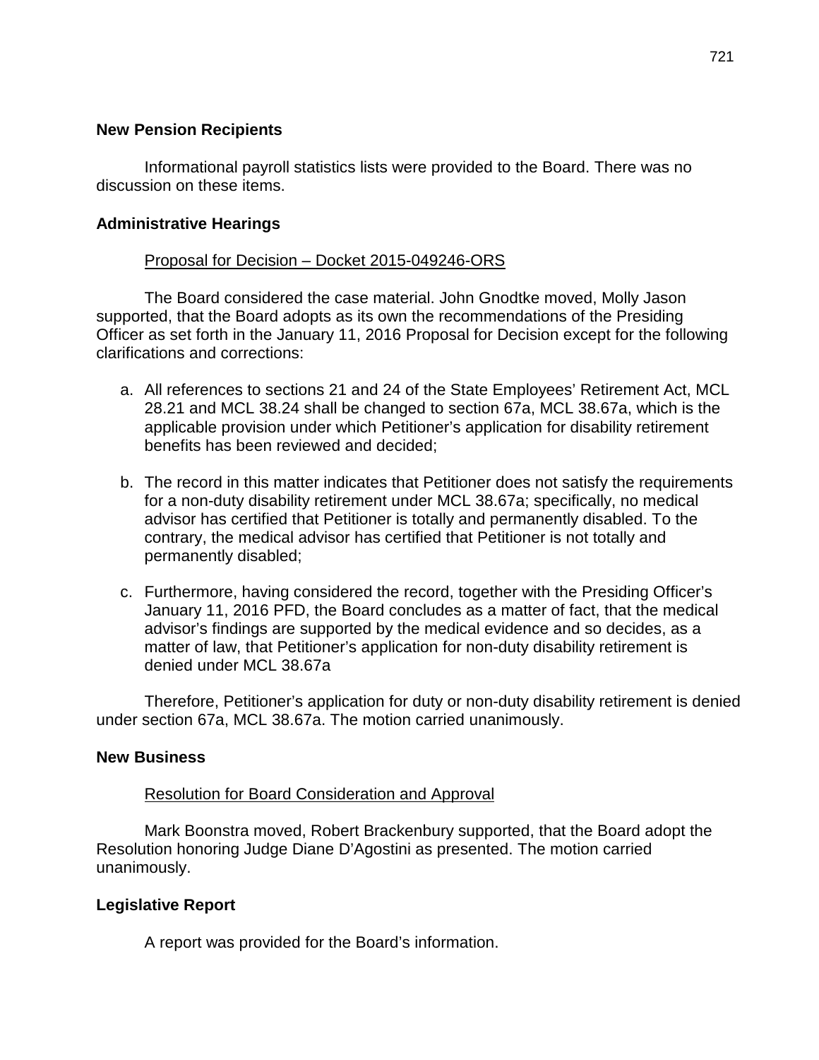**New Pension Recipients**

Informational payroll statistics lists were provided to the Board. There was no discussion on these items.

**Administrative Hearings**

Proposal for Decision – Docket 2015-049246-ORS

The Board considered the case material. John Gnodtke moved, Molly Jason supported, that the Board adopts as its own the recommendations of the Presiding Officer as set forth in the January 11, 2016 Proposal for Decision except for the following clarifications and corrections:

a. All references to sections 21 and 24 of the State Employees' Retirement Act, MCL 28.21 and MCL 38.24 shall be changed to section 67a, MCL 38.67a, which is the applicable provision under which Petitioner's application for disability retirement benefits has been reviewed and decided;

b. The record in this matter indicates that Petitioner does not satisfy the requirements for a non-duty disability retirement under MCL 38.67a; specifically, no medical advisor has certified that Petitioner is totally and permanently disabled. To the contrary, the medical advisor has certified that Petitioner is not totally and permanently disabled;

c. Furthermore, having considered the record, together with the Presiding Officer's January 11, 2016 PFD, the Board concludes as a matter of fact, that the medical advisor's findings are supported by the medical evidence and so decides, as a matter of law, that Petitioner's application for non-duty disability retirement is denied under MCL 38.67a

Therefore, Petitioner's application for duty or non-duty disability retirement is denied under section 67a, MCL 38.67a. The motion carried unanimously.

**New Business**

Resolution for Board Consideration and Approval

Mark Boonstra moved, Robert Brackenbury supported, that the Board adopt the Resolution honoring Judge Diane D'Agostini as presented. The motion carried unanimously.

**Legislative Report**

A report was provided for the Board's information.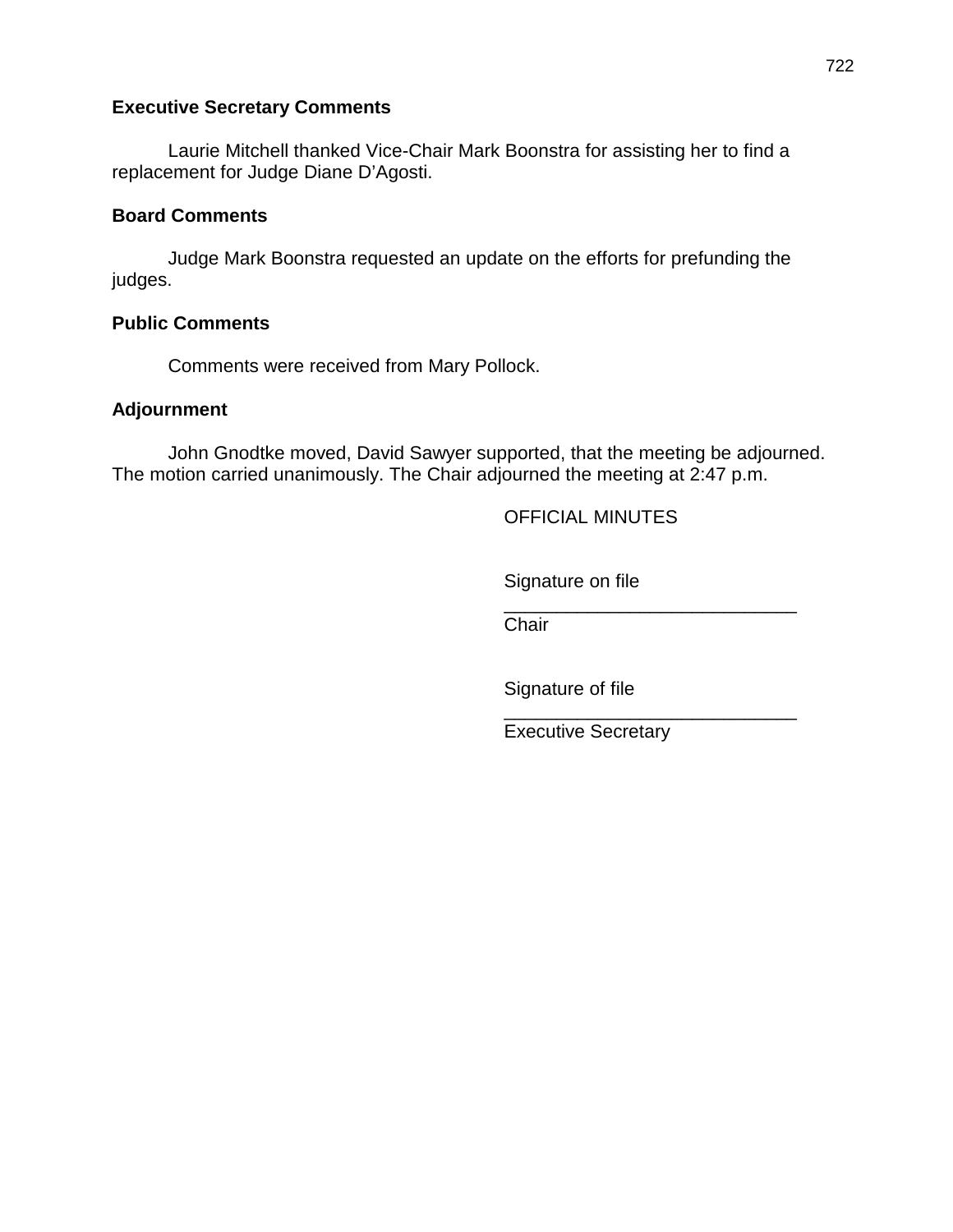**Executive Secretary Comments**

Laurie Mitchell thanked Vice-Chair Mark Boonstra for assisting her to find a replacement for Judge Diane D’Agosti.

**Board Comments**

Judge Mark Boonstra requested an update on the efforts for prefunding the judges.

**Public Comments**

Comments were received from Mary Pollock.

**Adjournment**

John Gnodtke moved, David Sawyer supported, that the meeting be adjourned. The motion carried unanimously. The Chair adjourned the meeting at 2:47 p.m.

OFFICIAL MINUTES

Signature on file
\_\_\_\_\_\_\_\_\_\_\_\_\_\_\_\_\_\_\_\_\_\_\_\_\_\_\_\_
Chair

Signature of file
\_\_\_\_\_\_\_\_\_\_\_\_\_\_\_\_\_\_\_\_\_\_\_\_\_\_\_\_
Executive Secretary